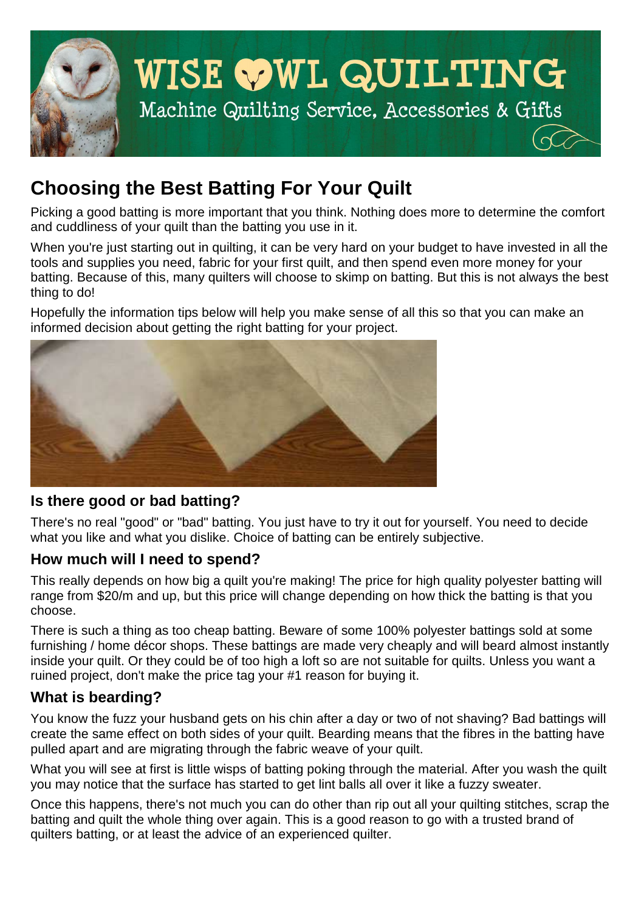# Choosing the Best Batting For Your Quilt

Picking a good batting is more important that you think. Nothing does more to determine the comfort and cuddliness of your quilt than the batting you use in it.

When you're just starting out in quilting, it can be very hard on your budget to have invested in all the tools and supplies you need, fabric for your first quilt, and then spend even more money for your batting. Because of this, many quilters will choose to skimp on batting. But this is not always the best thing to do!

Hopefully the information tips below will help you make sense of all this so that you can make an informed decision about getting the right batting for your project.

## Is there good or bad batting?

There's no real "good" or "bad" batting. You just have to try it out for yourself. You need to decide what you like and what you dislike. Choice of batting can be entirely subjective.

## How much will I need to spend?

This really depends on how big a quilt you're making! The price for high quality polyester batting will range from $20/m and up, but this price will change depending on how thick the batting is that you choose.

There is such a thing as too cheap batting. Beware of some 100% polyester battings sold at some furnishing / home décor shops. These battings are made very cheaply and will beard almost instantly inside your quilt. Or they could be of too high a loft so are not suitable for quilts. Unless you want a ruined project, don't make the price tag your #1 reason for buying it.

## What is bearding?

You know the fuzz your husband gets on his chin after a day or two of not shaving? Bad battings will create the same effect on both sides of your quilt. Bearding means that the fibres in the batting have pulled apart and are migrating through the fabric weave of your quilt.

What you will see at first is little wisps of batting poking through the material. After you wash the quilt you may notice that the surface has started to get lint balls all over it like a fuzzy sweater.

Once this happens, there's not much you can do other than rip out all your quilting stitches, scrap the batting and quilt the whole thing over again. This is a good reason to go with a trusted brand of quilters batting, or at least the advice of an experienced quilter.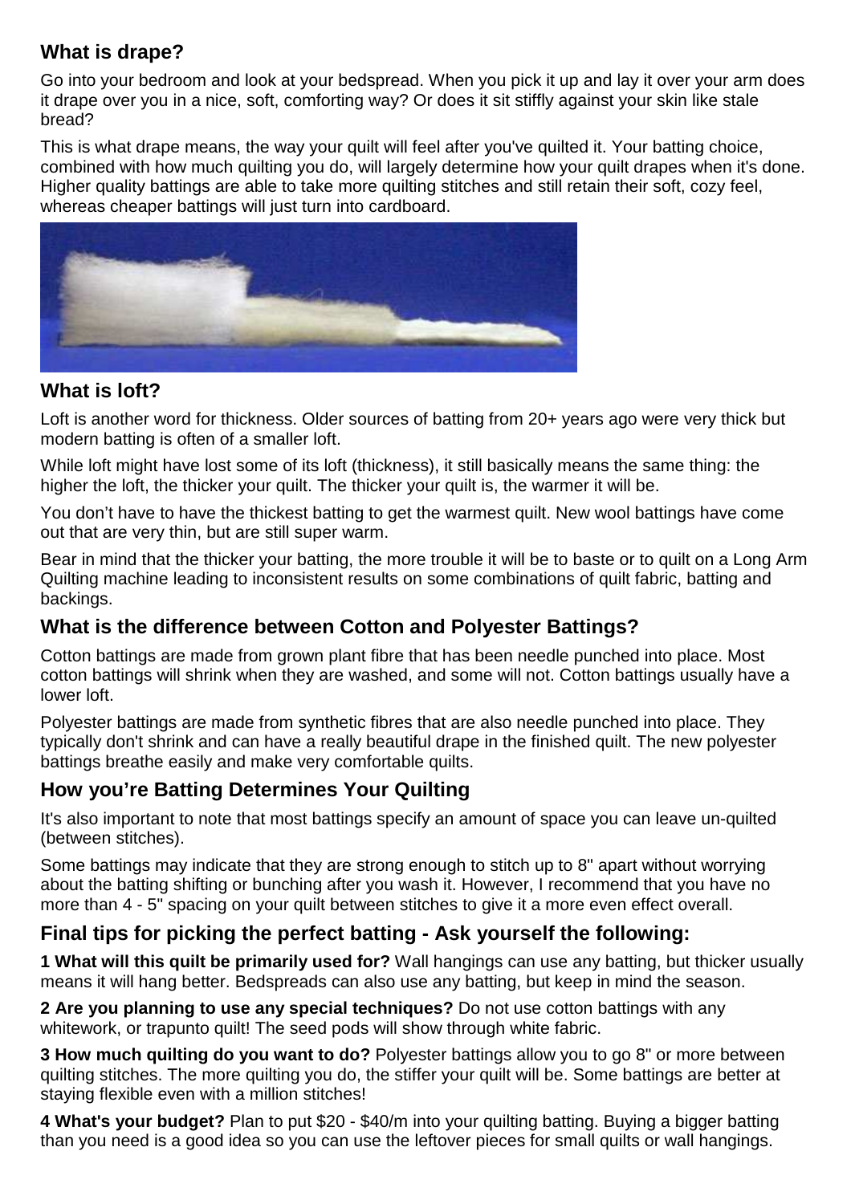## What is drape?

Go into your bedroom and look at your bedspread. When you pick it up and lay it over your arm does it drape over you in a nice, soft, comforting way? Or does it sit stiffly against your skin like stale bread?

This is what drape means, the way your quilt will feel after you've quilted it. Your batting choice, combined with how much quilting you do, will largely determine how your quilt drapes when it's done. Higher quality battings are able to take more quilting stitches and still retain their soft, cozy feel, whereas cheaper battings will just turn into cardboard.

## What is loft?

Loft is another word for thickness. Older sources of batting from 20+ years ago were very thick but modern batting is often of a smaller loft.

While loft might have lost some of its loft (thickness), it still basically means the same thing: the higher the loft, the thicker your quilt. The thicker your quilt is, the warmer it will be.

You don't have to have the thickest batting to get the warmest quilt. New wool battings have come out that are very thin, but are still super warm.

Bear in mind that the thicker your batting, the more trouble it will be to baste or to quilt on a Long Arm Quilting machine leading to inconsistent results on some combinations of quilt fabric, batting and backings.

## What is the difference between Cotton and Polyester Battings?

Cotton battings are made from grown plant fibre that has been needle punched into place. Most cotton battings will shrink when they are washed, and some will not. Cotton battings usually have a lower loft.

Polyester battings are made from synthetic fibres that are also needle punched into place. They typically don't shrink and can have a really beautiful drape in the finished quilt. The new polyester battings breathe easily and make very comfortable quilts.

## How you're Batting Determines Your Quilting

It's also important to note that most battings specify an amount of space you can leave un-quilted (between stitches).

Some battings may indicate that they are strong enough to stitch up to 8" apart without worrying about the batting shifting or bunching after you wash it. However, I recommend that you have no more than 4 - 5" spacing on your quilt between stitches to give it a more even effect overall.

## Final tips for picking the perfect batting - Ask yourself the following:

**1 What will this quilt be primarily used for?** Wall hangings can use any batting, but thicker usually means it will hang better. Bedspreads can also use any batting, but keep in mind the season.

**2 Are you planning to use any special techniques?** Do not use cotton battings with any whitework, or trapunto quilt! The seed pods will show through white fabric.

**3 How much quilting do you want to do?** Polyester battings allow you to go 8" or more between quilting stitches. The more quilting you do, the stiffer your quilt will be. Some battings are better at staying flexible even with a million stitches!

**4 What's your budget?** Plan to put $20 - $40/m into your quilting batting. Buying a bigger batting than you need is a good idea so you can use the leftover pieces for small quilts or wall hangings.